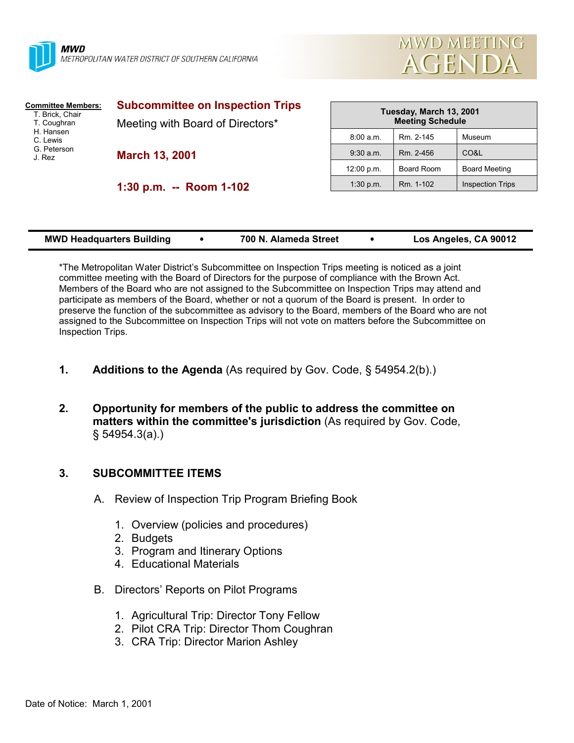**MWD**
*METROPOLITAN WATER DISTRICT OF SOUTHERN CALIFORNIA*

# MWD MEETING AGENDA

**Committee Members:**
T. Brick, Chair
T. Coughran
H. Hansen
C. Lewis
G. Peterson
J. Rez

## Subcommittee on Inspection Trips

Meeting with Board of Directors*

**March 13, 2001**

**1:30 p.m. -- Room 1-102**

| Tuesday, March 13, 2001 Meeting Schedule | | |
|---|---|---|
| 8:00 a.m. | Rm. 2-145 | Museum |
| 9:30 a.m. | Rm. 2-456 | CO&L |
| 12:00 p.m. | Board Room | Board Meeting |
| 1:30 p.m. | Rm. 1-102 | Inspection Trips |

**MWD Headquarters Building • 700 N. Alameda Street • Los Angeles, CA 90012**

*The Metropolitan Water District's Subcommittee on Inspection Trips meeting is noticed as a joint committee meeting with the Board of Directors for the purpose of compliance with the Brown Act. Members of the Board who are not assigned to the Subcommittee on Inspection Trips may attend and participate as members of the Board, whether or not a quorum of the Board is present. In order to preserve the function of the subcommittee as advisory to the Board, members of the Board who are not assigned to the Subcommittee on Inspection Trips will not vote on matters before the Subcommittee on Inspection Trips.

1. **Additions to the Agenda** (As required by Gov. Code, § 54954.2(b).)

2. **Opportunity for members of the public to address the committee on matters within the committee's jurisdiction** (As required by Gov. Code, § 54954.3(a).)

3. **SUBCOMMITTEE ITEMS**

   A. Review of Inspection Trip Program Briefing Book

      1. Overview (policies and procedures)
      2. Budgets
      3. Program and Itinerary Options
      4. Educational Materials

   B. Directors' Reports on Pilot Programs

      1. Agricultural Trip: Director Tony Fellow
      2. Pilot CRA Trip: Director Thom Coughran
      3. CRA Trip: Director Marion Ashley

Date of Notice: March 1, 2001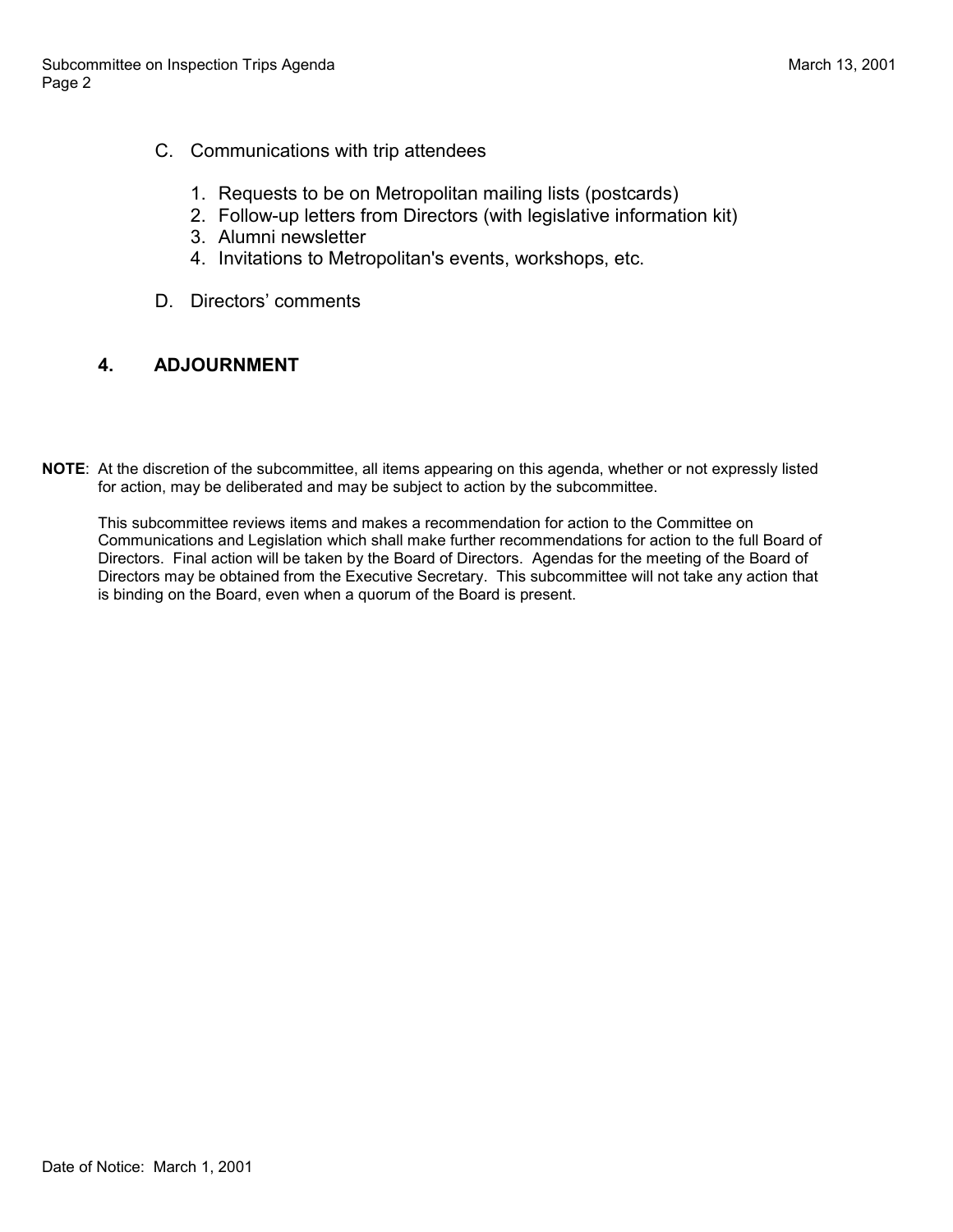C. Communications with trip attendees

1. Requests to be on Metropolitan mailing lists (postcards)
2. Follow-up letters from Directors (with legislative information kit)
3. Alumni newsletter
4. Invitations to Metropolitan's events, workshops, etc.

D. Directors' comments

## 4. ADJOURNMENT

**NOTE**: At the discretion of the subcommittee, all items appearing on this agenda, whether or not expressly listed for action, may be deliberated and may be subject to action by the subcommittee.

This subcommittee reviews items and makes a recommendation for action to the Committee on Communications and Legislation which shall make further recommendations for action to the full Board of Directors. Final action will be taken by the Board of Directors. Agendas for the meeting of the Board of Directors may be obtained from the Executive Secretary. This subcommittee will not take any action that is binding on the Board, even when a quorum of the Board is present.

Date of Notice: March 1, 2001